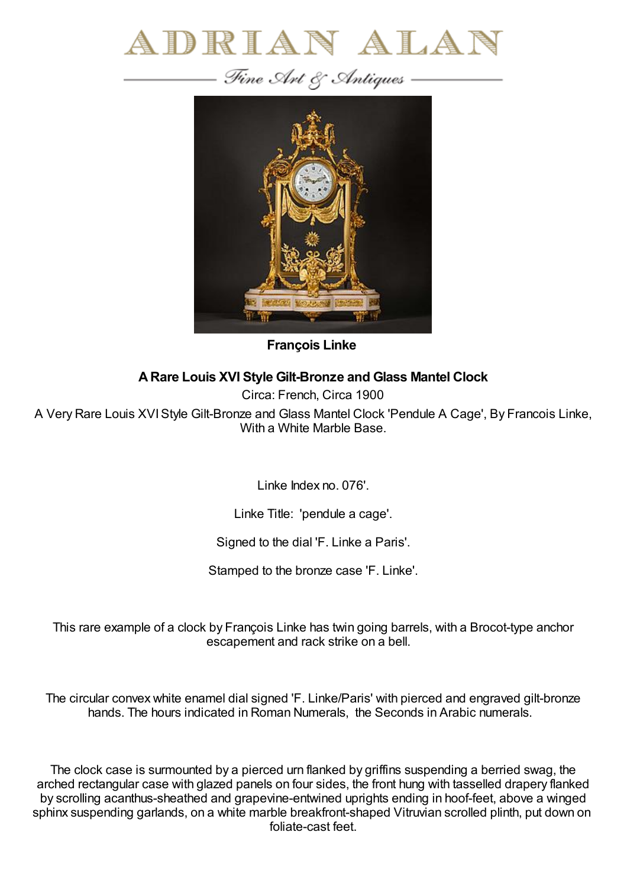# ADRIAN ALAN

*Fine Art & Antiques*

**François Linke**

## A Rare Louis XVI Style Gilt-Bronze and Glass Mantel Clock

Circa: French, Circa 1900

A Very Rare Louis XVI Style Gilt-Bronze and Glass Mantel Clock 'Pendule A Cage', By Francois Linke, With a White Marble Base.

Linke Index no. 076'.

Linke Title: 'pendule a cage'.

Signed to the dial 'F. Linke a Paris'.

Stamped to the bronze case 'F. Linke'.

This rare example of a clock by François Linke has twin going barrels, with a Brocot-type anchor escapement and rack strike on a bell.

The circular convex white enamel dial signed 'F. Linke/Paris' with pierced and engraved gilt-bronze hands. The hours indicated in Roman Numerals, the Seconds in Arabic numerals.

The clock case is surmounted by a pierced urn flanked by griffins suspending a berried swag, the arched rectangular case with glazed panels on four sides, the front hung with tasselled drapery flanked by scrolling acanthus-sheathed and grapevine-entwined uprights ending in hoof-feet, above a winged sphinx suspending garlands, on a white marble breakfront-shaped Vitruvian scrolled plinth, put down on foliate-cast feet.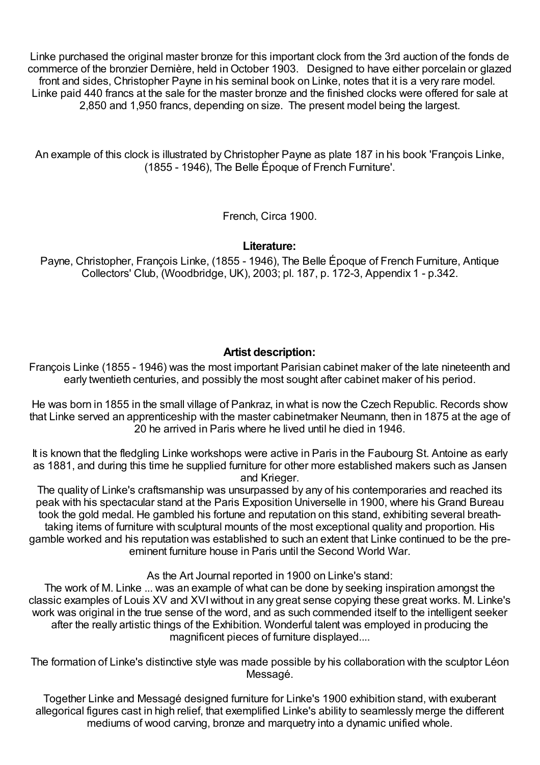Linke purchased the original master bronze for this important clock from the 3rd auction of the fonds de commerce of the bronzier Dernière, held in October 1903. Designed to have either porcelain or glazed front and sides, Christopher Payne in his seminal book on Linke, notes that it is a very rare model. Linke paid 440 francs at the sale for the master bronze and the finished clocks were offered for sale at 2,850 and 1,950 francs, depending on size. The present model being the largest.

An example of this clock is illustrated by Christopher Payne as plate 187 in his book 'François Linke, (1855 - 1946), The Belle Époque of French Furniture'.

French, Circa 1900.

**Literature:**

Payne, Christopher, François Linke, (1855 - 1946), The Belle Époque of French Furniture, Antique Collectors' Club, (Woodbridge, UK), 2003; pl. 187, p. 172-3, Appendix 1 - p.342.

**Artist description:**

François Linke (1855 - 1946) was the most important Parisian cabinet maker of the late nineteenth and early twentieth centuries, and possibly the most sought after cabinet maker of his period.

He was born in 1855 in the small village of Pankraz, in what is now the Czech Republic. Records show that Linke served an apprenticeship with the master cabinetmaker Neumann, then in 1875 at the age of 20 he arrived in Paris where he lived until he died in 1946.

It is known that the fledgling Linke workshops were active in Paris in the Faubourg St. Antoine as early as 1881, and during this time he supplied furniture for other more established makers such as Jansen and Krieger.

The quality of Linke's craftsmanship was unsurpassed by any of his contemporaries and reached its peak with his spectacular stand at the Paris Exposition Universelle in 1900, where his Grand Bureau took the gold medal. He gambled his fortune and reputation on this stand, exhibiting several breath-taking items of furniture with sculptural mounts of the most exceptional quality and proportion. His gamble worked and his reputation was established to such an extent that Linke continued to be the pre-eminent furniture house in Paris until the Second World War.

As the Art Journal reported in 1900 on Linke's stand:

The work of M. Linke ... was an example of what can be done by seeking inspiration amongst the classic examples of Louis XV and XVI without in any great sense copying these great works. M. Linke's work was original in the true sense of the word, and as such commended itself to the intelligent seeker after the really artistic things of the Exhibition. Wonderful talent was employed in producing the magnificent pieces of furniture displayed....

The formation of Linke's distinctive style was made possible by his collaboration with the sculptor Léon Messagé.

Together Linke and Messagé designed furniture for Linke's 1900 exhibition stand, with exuberant allegorical figures cast in high relief, that exemplified Linke's ability to seamlessly merge the different mediums of wood carving, bronze and marquetry into a dynamic unified whole.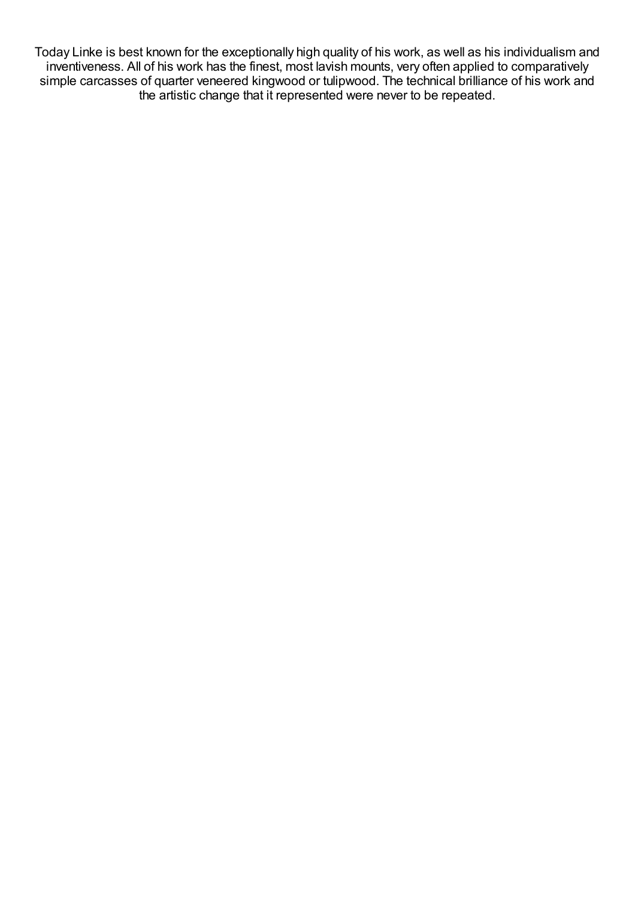Today Linke is best known for the exceptionally high quality of his work, as well as his individualism and inventiveness. All of his work has the finest, most lavish mounts, very often applied to comparatively simple carcasses of quarter veneered kingwood or tulipwood. The technical brilliance of his work and the artistic change that it represented were never to be repeated.